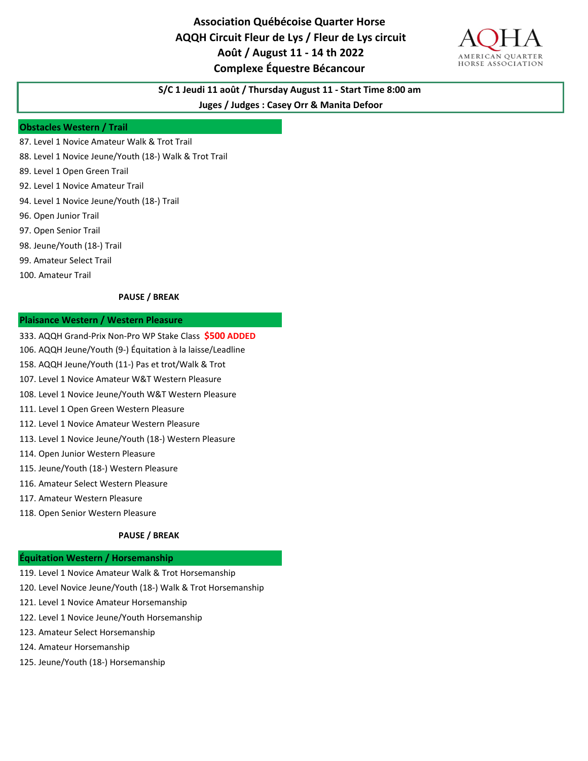# Association Québécoise Quarter Horse
## AQQH Circuit Fleur de Lys / Fleur de Lys circuit
## Août / August 11 - 14 th 2022
## Complexe Équestre Bécancour

AQHA AMERICAN QUARTER HORSE ASSOCIATION

**S/C 1 Jeudi 11 août / Thursday August 11 - Start Time 8:00 am**

**Juges / Judges : Casey Orr & Manita Defoor**

### Obstacles Western / Trail

87. Level 1 Novice Amateur Walk & Trot Trail
88. Level 1 Novice Jeune/Youth (18-) Walk & Trot Trail
89. Level 1 Open Green Trail
92. Level 1 Novice Amateur Trail
94. Level 1 Novice Jeune/Youth (18-) Trail
96. Open Junior Trail
97. Open Senior Trail
98. Jeune/Youth (18-) Trail
99. Amateur Select Trail
100. Amateur Trail

**PAUSE / BREAK**

### Plaisance Western / Western Pleasure

333. AQQH Grand-Prix Non-Pro WP Stake Class **$500 ADDED**
106. AQQH Jeune/Youth (9-) Équitation à la laisse/Leadline
158. AQQH Jeune/Youth (11-) Pas et trot/Walk & Trot
107. Level 1 Novice Amateur W&T Western Pleasure
108. Level 1 Novice Jeune/Youth W&T Western Pleasure
111. Level 1 Open Green Western Pleasure
112. Level 1 Novice Amateur Western Pleasure
113. Level 1 Novice Jeune/Youth (18-) Western Pleasure
114. Open Junior Western Pleasure
115. Jeune/Youth (18-) Western Pleasure
116. Amateur Select Western Pleasure
117. Amateur Western Pleasure
118. Open Senior Western Pleasure

**PAUSE / BREAK**

### Équitation Western / Horsemanship

119. Level 1 Novice Amateur Walk & Trot Horsemanship
120. Level Novice Jeune/Youth (18-) Walk & Trot Horsemanship
121. Level 1 Novice Amateur Horsemanship
122. Level 1 Novice Jeune/Youth Horsemanship
123. Amateur Select Horsemanship
124. Amateur Horsemanship
125. Jeune/Youth (18-) Horsemanship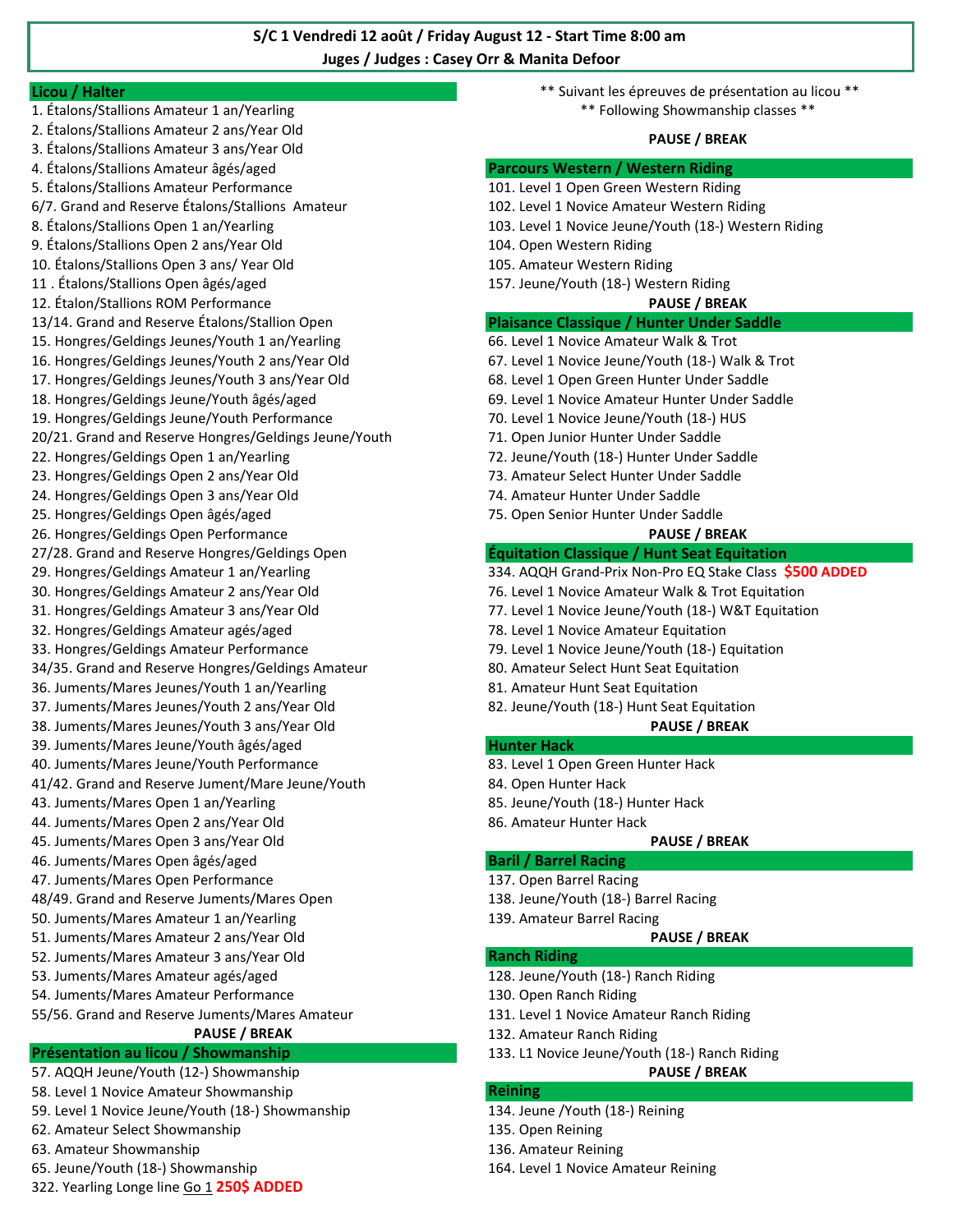**S/C 1 Vendredi 12 août / Friday August 12 - Start Time 8:00 am**

**Juges / Judges : Casey Orr & Manita Defoor**

## Licou / Halter

1. Étalons/Stallions Amateur 1 an/Yearling
2. Étalons/Stallions Amateur 2 ans/Year Old
3. Étalons/Stallions Amateur 3 ans/Year Old
4. Étalons/Stallions Amateur âgés/aged
5. Étalons/Stallions Amateur Performance

6/7. Grand and Reserve Étalons/Stallions Amateur

8. Étalons/Stallions Open 1 an/Yearling
9. Étalons/Stallions Open 2 ans/Year Old
10. Étalons/Stallions Open 3 ans/ Year Old
11 . Étalons/Stallions Open âgés/aged
12. Étalon/Stallions ROM Performance

13/14. Grand and Reserve Étalons/Stallion Open

15. Hongres/Geldings Jeunes/Youth 1 an/Yearling
16. Hongres/Geldings Jeunes/Youth 2 ans/Year Old
17. Hongres/Geldings Jeunes/Youth 3 ans/Year Old
18. Hongres/Geldings Jeune/Youth âgés/aged
19. Hongres/Geldings Jeune/Youth Performance

20/21. Grand and Reserve Hongres/Geldings Jeune/Youth

22. Hongres/Geldings Open 1 an/Yearling
23. Hongres/Geldings Open 2 ans/Year Old
24. Hongres/Geldings Open 3 ans/Year Old
25. Hongres/Geldings Open âgés/aged
26. Hongres/Geldings Open Performance

27/28. Grand and Reserve Hongres/Geldings Open

29. Hongres/Geldings Amateur 1 an/Yearling
30. Hongres/Geldings Amateur 2 ans/Year Old
31. Hongres/Geldings Amateur 3 ans/Year Old
32. Hongres/Geldings Amateur agés/aged
33. Hongres/Geldings Amateur Performance

34/35. Grand and Reserve Hongres/Geldings Amateur

36. Juments/Mares Jeunes/Youth 1 an/Yearling
37. Juments/Mares Jeunes/Youth 2 ans/Year Old
38. Juments/Mares Jeunes/Youth 3 ans/Year Old
39. Juments/Mares Jeune/Youth âgés/aged
40. Juments/Mares Jeune/Youth Performance

41/42. Grand and Reserve Jument/Mare Jeune/Youth

43. Juments/Mares Open 1 an/Yearling
44. Juments/Mares Open 2 ans/Year Old
45. Juments/Mares Open 3 ans/Year Old
46. Juments/Mares Open âgés/aged
47. Juments/Mares Open Performance

48/49. Grand and Reserve Juments/Mares Open

50. Juments/Mares Amateur 1 an/Yearling
51. Juments/Mares Amateur 2 ans/Year Old
52. Juments/Mares Amateur 3 ans/Year Old
53. Juments/Mares Amateur agés/aged
54. Juments/Mares Amateur Performance

55/56. Grand and Reserve Juments/Mares Amateur

**PAUSE / BREAK**

## Présentation au licou / Showmanship

57. AQQH Jeune/Youth (12-) Showmanship
58. Level 1 Novice Amateur Showmanship
59. Level 1 Novice Jeune/Youth (18-) Showmanship
62. Amateur Select Showmanship
63. Amateur Showmanship
65. Jeune/Youth (18-) Showmanship
322. Yearling Longe line Go 1 **250$ ADDED**

\*\* Suivant les épreuves de présentation au licou \*\*
\*\* Following Showmanship classes \*\*

**PAUSE / BREAK**

## Parcours Western / Western Riding

101. Level 1 Open Green Western Riding
102. Level 1 Novice Amateur Western Riding
103. Level 1 Novice Jeune/Youth (18-) Western Riding
104. Open Western Riding
105. Amateur Western Riding
157. Jeune/Youth (18-) Western Riding

**PAUSE / BREAK**

## Plaisance Classique / Hunter Under Saddle

66. Level 1 Novice Amateur Walk & Trot
67. Level 1 Novice Jeune/Youth (18-) Walk & Trot
68. Level 1 Open Green Hunter Under Saddle
69. Level 1 Novice Amateur Hunter Under Saddle
70. Level 1 Novice Jeune/Youth (18-) HUS
71. Open Junior Hunter Under Saddle
72. Jeune/Youth (18-) Hunter Under Saddle
73. Amateur Select Hunter Under Saddle
74. Amateur Hunter Under Saddle
75. Open Senior Hunter Under Saddle

**PAUSE / BREAK**

## Équitation Classique / Hunt Seat Equitation

334. AQQH Grand-Prix Non-Pro EQ Stake Class **$500 ADDED**
76. Level 1 Novice Amateur Walk & Trot Equitation
77. Level 1 Novice Jeune/Youth (18-) W&T Equitation
78. Level 1 Novice Amateur Equitation
79. Level 1 Novice Jeune/Youth (18-) Equitation
80. Amateur Select Hunt Seat Equitation
81. Amateur Hunt Seat Equitation
82. Jeune/Youth (18-) Hunt Seat Equitation

**PAUSE / BREAK**

## Hunter Hack

83. Level 1 Open Green Hunter Hack
84. Open Hunter Hack
85. Jeune/Youth (18-) Hunter Hack
86. Amateur Hunter Hack

**PAUSE / BREAK**

## Baril / Barrel Racing

137. Open Barrel Racing
138. Jeune/Youth (18-) Barrel Racing
139. Amateur Barrel Racing

**PAUSE / BREAK**

## Ranch Riding

128. Jeune/Youth (18-) Ranch Riding
130. Open Ranch Riding
131. Level 1 Novice Amateur Ranch Riding
132. Amateur Ranch Riding
133. L1 Novice Jeune/Youth (18-) Ranch Riding

**PAUSE / BREAK**

## Reining

134. Jeune /Youth (18-) Reining
135. Open Reining
136. Amateur Reining
164. Level 1 Novice Amateur Reining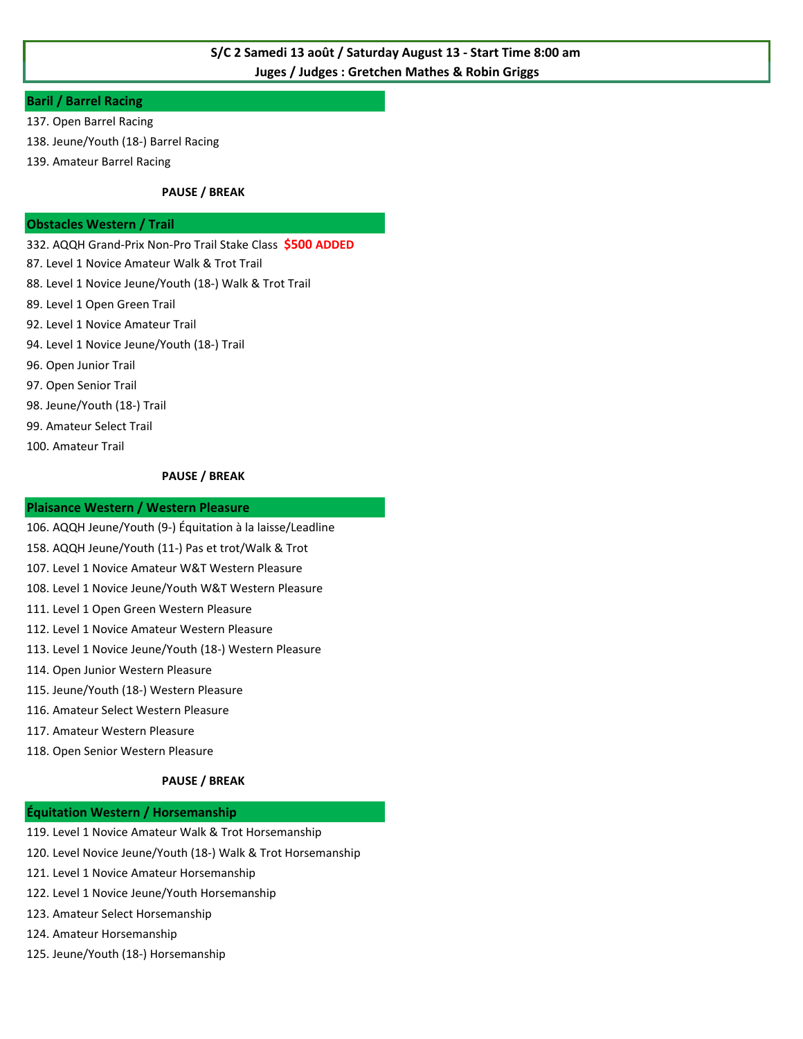**S/C 2 Samedi 13 août / Saturday August 13 - Start Time 8:00 am**
**Juges / Judges : Gretchen Mathes & Robin Griggs**

## Baril / Barrel Racing

137. Open Barrel Racing
138. Jeune/Youth (18-) Barrel Racing
139. Amateur Barrel Racing

**PAUSE / BREAK**

## Obstacles Western / Trail

332. AQQH Grand-Prix Non-Pro Trail Stake Class **$500 ADDED**
87. Level 1 Novice Amateur Walk & Trot Trail
88. Level 1 Novice Jeune/Youth (18-) Walk & Trot Trail
89. Level 1 Open Green Trail
92. Level 1 Novice Amateur Trail
94. Level 1 Novice Jeune/Youth (18-) Trail
96. Open Junior Trail
97. Open Senior Trail
98. Jeune/Youth (18-) Trail
99. Amateur Select Trail
100. Amateur Trail

**PAUSE / BREAK**

## Plaisance Western / Western Pleasure

106. AQQH Jeune/Youth (9-) Équitation à la laisse/Leadline
158. AQQH Jeune/Youth (11-) Pas et trot/Walk & Trot
107. Level 1 Novice Amateur W&T Western Pleasure
108. Level 1 Novice Jeune/Youth W&T Western Pleasure
111. Level 1 Open Green Western Pleasure
112. Level 1 Novice Amateur Western Pleasure
113. Level 1 Novice Jeune/Youth (18-) Western Pleasure
114. Open Junior Western Pleasure
115. Jeune/Youth (18-) Western Pleasure
116. Amateur Select Western Pleasure
117. Amateur Western Pleasure
118. Open Senior Western Pleasure

**PAUSE / BREAK**

## Équitation Western / Horsemanship

119. Level 1 Novice Amateur Walk & Trot Horsemanship
120. Level Novice Jeune/Youth (18-) Walk & Trot Horsemanship
121. Level 1 Novice Amateur Horsemanship
122. Level 1 Novice Jeune/Youth Horsemanship
123. Amateur Select Horsemanship
124. Amateur Horsemanship
125. Jeune/Youth (18-) Horsemanship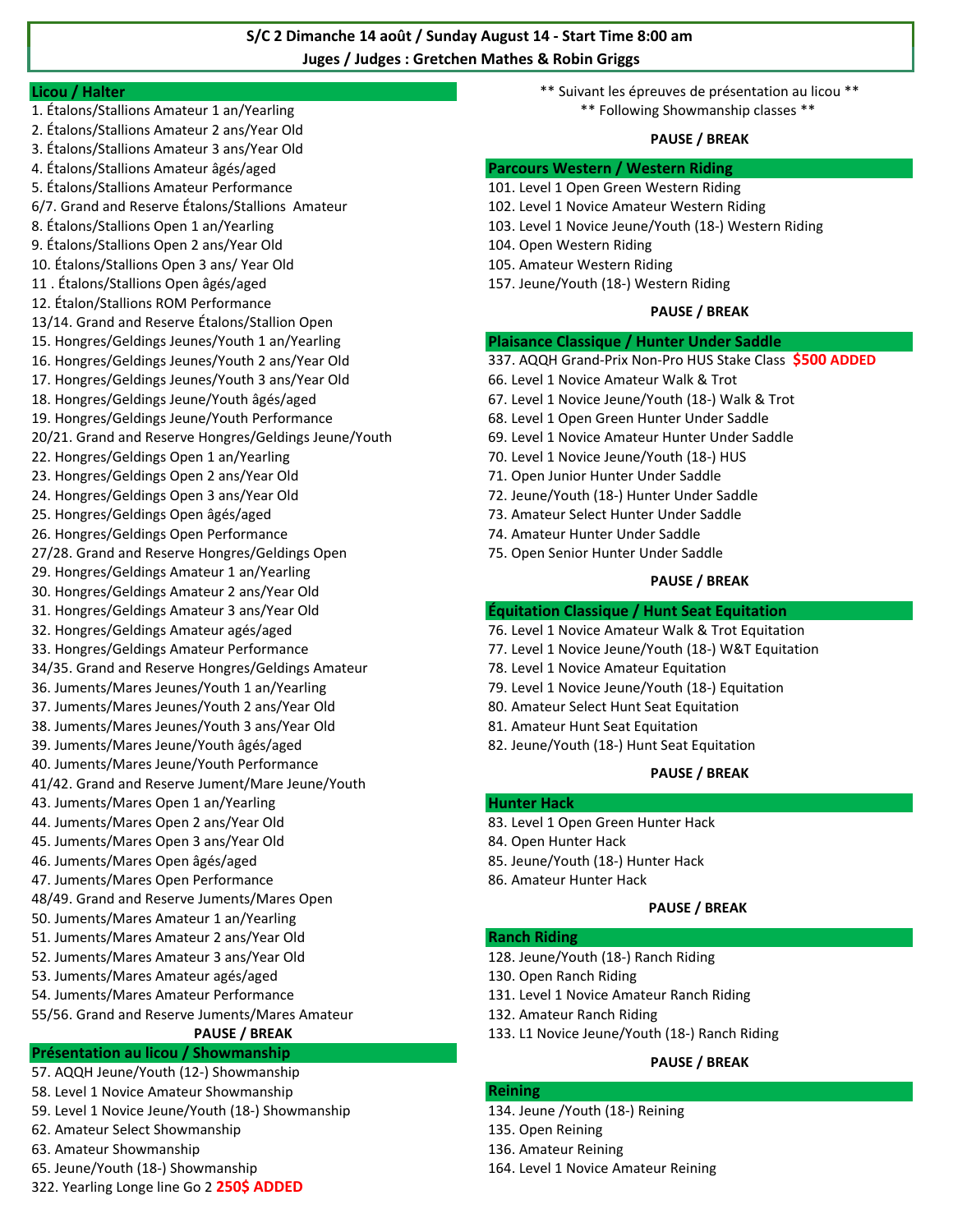**S/C 2 Dimanche 14 août / Sunday August 14 - Start Time 8:00 am**

**Juges / Judges : Gretchen Mathes & Robin Griggs**

## Licou / Halter

1. Étalons/Stallions Amateur 1 an/Yearling
2. Étalons/Stallions Amateur 2 ans/Year Old
3. Étalons/Stallions Amateur 3 ans/Year Old
4. Étalons/Stallions Amateur âgés/aged
5. Étalons/Stallions Amateur Performance

6/7. Grand and Reserve Étalons/Stallions Amateur

8. Étalons/Stallions Open 1 an/Yearling
9. Étalons/Stallions Open 2 ans/Year Old
10. Étalons/Stallions Open 3 ans/ Year Old
11 . Étalons/Stallions Open âgés/aged
12. Étalon/Stallions ROM Performance

13/14. Grand and Reserve Étalons/Stallion Open

15. Hongres/Geldings Jeunes/Youth 1 an/Yearling
16. Hongres/Geldings Jeunes/Youth 2 ans/Year Old
17. Hongres/Geldings Jeunes/Youth 3 ans/Year Old
18. Hongres/Geldings Jeune/Youth âgés/aged
19. Hongres/Geldings Jeune/Youth Performance

20/21. Grand and Reserve Hongres/Geldings Jeune/Youth

22. Hongres/Geldings Open 1 an/Yearling
23. Hongres/Geldings Open 2 ans/Year Old
24. Hongres/Geldings Open 3 ans/Year Old
25. Hongres/Geldings Open âgés/aged
26. Hongres/Geldings Open Performance

27/28. Grand and Reserve Hongres/Geldings Open

29. Hongres/Geldings Amateur 1 an/Yearling
30. Hongres/Geldings Amateur 2 ans/Year Old
31. Hongres/Geldings Amateur 3 ans/Year Old
32. Hongres/Geldings Amateur agés/aged
33. Hongres/Geldings Amateur Performance

34/35. Grand and Reserve Hongres/Geldings Amateur

36. Juments/Mares Jeunes/Youth 1 an/Yearling
37. Juments/Mares Jeunes/Youth 2 ans/Year Old
38. Juments/Mares Jeunes/Youth 3 ans/Year Old
39. Juments/Mares Jeune/Youth âgés/aged
40. Juments/Mares Jeune/Youth Performance

41/42. Grand and Reserve Jument/Mare Jeune/Youth

43. Juments/Mares Open 1 an/Yearling
44. Juments/Mares Open 2 ans/Year Old
45. Juments/Mares Open 3 ans/Year Old
46. Juments/Mares Open âgés/aged
47. Juments/Mares Open Performance

48/49. Grand and Reserve Juments/Mares Open

50. Juments/Mares Amateur 1 an/Yearling
51. Juments/Mares Amateur 2 ans/Year Old
52. Juments/Mares Amateur 3 ans/Year Old
53. Juments/Mares Amateur agés/aged
54. Juments/Mares Amateur Performance

55/56. Grand and Reserve Juments/Mares Amateur

**PAUSE / BREAK**

## Présentation au licou / Showmanship

57. AQQH Jeune/Youth (12-) Showmanship
58. Level 1 Novice Amateur Showmanship
59. Level 1 Novice Jeune/Youth (18-) Showmanship
62. Amateur Select Showmanship
63. Amateur Showmanship
65. Jeune/Youth (18-) Showmanship
322. Yearling Longe line Go 2 **250$ ADDED**

** Suivant les épreuves de présentation au licou **
** Following Showmanship classes **

**PAUSE / BREAK**

## Parcours Western / Western Riding

101. Level 1 Open Green Western Riding
102. Level 1 Novice Amateur Western Riding
103. Level 1 Novice Jeune/Youth (18-) Western Riding
104. Open Western Riding
105. Amateur Western Riding
157. Jeune/Youth (18-) Western Riding

**PAUSE / BREAK**

## Plaisance Classique / Hunter Under Saddle

337. AQQH Grand-Prix Non-Pro HUS Stake Class **$500 ADDED**
66. Level 1 Novice Amateur Walk & Trot
67. Level 1 Novice Jeune/Youth (18-) Walk & Trot
68. Level 1 Open Green Hunter Under Saddle
69. Level 1 Novice Amateur Hunter Under Saddle
70. Level 1 Novice Jeune/Youth (18-) HUS
71. Open Junior Hunter Under Saddle
72. Jeune/Youth (18-) Hunter Under Saddle
73. Amateur Select Hunter Under Saddle
74. Amateur Hunter Under Saddle
75. Open Senior Hunter Under Saddle

**PAUSE / BREAK**

## Équitation Classique / Hunt Seat Equitation

76. Level 1 Novice Amateur Walk & Trot Equitation
77. Level 1 Novice Jeune/Youth (18-) W&T Equitation
78. Level 1 Novice Amateur Equitation
79. Level 1 Novice Jeune/Youth (18-) Equitation
80. Amateur Select Hunt Seat Equitation
81. Amateur Hunt Seat Equitation
82. Jeune/Youth (18-) Hunt Seat Equitation

**PAUSE / BREAK**

## Hunter Hack

83. Level 1 Open Green Hunter Hack
84. Open Hunter Hack
85. Jeune/Youth (18-) Hunter Hack
86. Amateur Hunter Hack

**PAUSE / BREAK**

## Ranch Riding

128. Jeune/Youth (18-) Ranch Riding
130. Open Ranch Riding
131. Level 1 Novice Amateur Ranch Riding
132. Amateur Ranch Riding
133. L1 Novice Jeune/Youth (18-) Ranch Riding

**PAUSE / BREAK**

## Reining

134. Jeune /Youth (18-) Reining
135. Open Reining
136. Amateur Reining
164. Level 1 Novice Amateur Reining